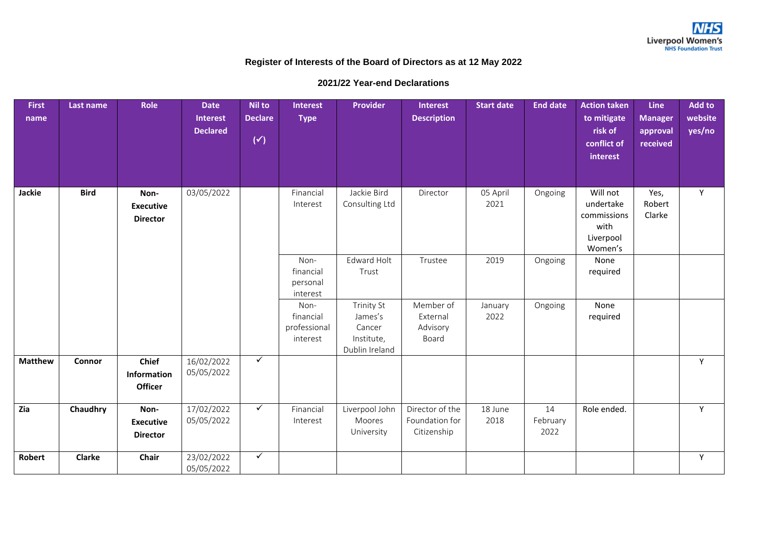Liverpool Women's NHS Foundation Trust

## Register of Interests of the Board of Directors as at 12 May 2022

### 2021/22 Year-end Declarations

| First name | Last name | Role | Date Interest Declared | Nil to Declare (✓) | Interest Type | Provider | Interest Description | Start date | End date | Action taken to mitigate risk of conflict of interest | Line Manager approval received | Add to website yes/no |
|---|---|---|---|---|---|---|---|---|---|---|---|---|
| **Jackie** | **Bird** | **Non-Executive Director** | 03/05/2022 | | Financial Interest | Jackie Bird Consulting Ltd | Director | 05 April 2021 | Ongoing | Will not undertake commissions with Liverpool Women's | Yes, Robert Clarke | Y |
| | | | | | Non-financial personal interest | Edward Holt Trust | Trustee | 2019 | Ongoing | None required | | |
| | | | | | Non-financial professional interest | Trinity St James's Cancer Institute, Dublin Ireland | Member of External Advisory Board | January 2022 | Ongoing | None required | | |
| **Matthew** | **Connor** | **Chief Information Officer** | 16/02/2022 05/05/2022 | ✓ | | | | | | | | Y |
| **Zia** | **Chaudhry** | **Non-Executive Director** | 17/02/2022 05/05/2022 | ✓ | Financial Interest | Liverpool John Moores University | Director of the Foundation for Citizenship | 18 June 2018 | 14 February 2022 | Role ended. | | Y |
| **Robert** | **Clarke** | **Chair** | 23/02/2022 05/05/2022 | ✓ | | | | | | | | Y |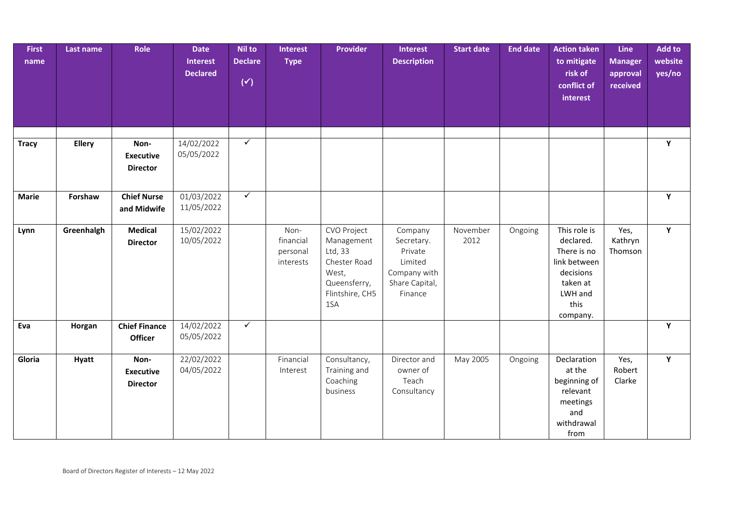| First name | Last name | Role | Date Interest Declared | Nil to Declare (✓) | Interest Type | Provider | Interest Description | Start date | End date | Action taken to mitigate risk of conflict of interest | Line Manager approval received | Add to website yes/no |
|---|---|---|---|---|---|---|---|---|---|---|---|---|
| | | | | | | | | | | | | |
| **Tracy** | **Ellery** | **Non-Executive Director** | 14/02/2022 05/05/2022 | ✓ | | | | | | | | **Y** |
| **Marie** | **Forshaw** | **Chief Nurse and Midwife** | 01/03/2022 11/05/2022 | ✓ | | | | | | | | **Y** |
| **Lynn** | **Greenhalgh** | **Medical Director** | 15/02/2022 10/05/2022 | | Non-financial personal interests | CVO Project Management Ltd, 33 Chester Road West, Queensferry, Flintshire, CH5 1SA | Company Secretary. Private Limited Company with Share Capital, Finance | November 2012 | Ongoing | This role is declared. There is no link between decisions taken at LWH and this company. | Yes, Kathryn Thomson | **Y** |
| **Eva** | **Horgan** | **Chief Finance Officer** | 14/02/2022 05/05/2022 | ✓ | | | | | | | | **Y** |
| **Gloria** | **Hyatt** | **Non-Executive Director** | 22/02/2022 04/05/2022 | | Financial Interest | Consultancy, Training and Coaching business | Director and owner of Teach Consultancy | May 2005 | Ongoing | Declaration at the beginning of relevant meetings and withdrawal from | Yes, Robert Clarke | **Y** |

Board of Directors Register of Interests – 12 May 2022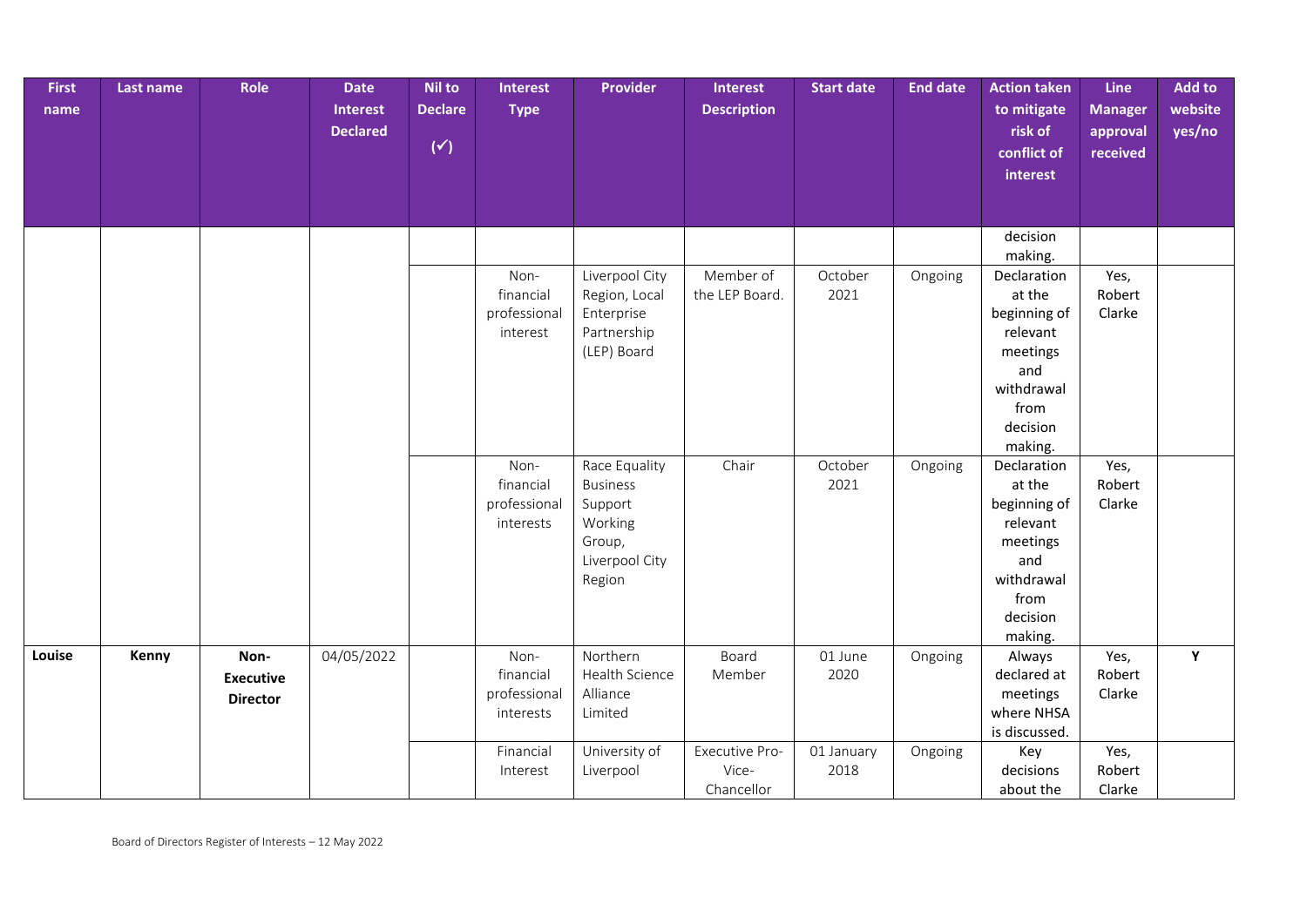| First name | Last name | Role | Date Interest Declared | Nil to Declare (✓) | Interest Type | Provider | Interest Description | Start date | End date | Action taken to mitigate risk of conflict of interest | Line Manager approval received | Add to website yes/no |
|---|---|---|---|---|---|---|---|---|---|---|---|---|
| | | | | | | | | | | decision making. | | |
| | | | | | Non-financial professional interest | Liverpool City Region, Local Enterprise Partnership (LEP) Board | Member of the LEP Board. | October 2021 | Ongoing | Declaration at the beginning of relevant meetings and withdrawal from decision making. | Yes, Robert Clarke | |
| | | | | | Non-financial professional interests | Race Equality Business Support Working Group, Liverpool City Region | Chair | October 2021 | Ongoing | Declaration at the beginning of relevant meetings and withdrawal from decision making. | Yes, Robert Clarke | |
| **Louise** | **Kenny** | **Non-Executive Director** | 04/05/2022 | | Non-financial professional interests | Northern Health Science Alliance Limited | Board Member | 01 June 2020 | Ongoing | Always declared at meetings where NHSA is discussed. | Yes, Robert Clarke | **Y** |
| | | | | | Financial Interest | University of Liverpool | Executive Pro-Vice-Chancellor | 01 January 2018 | Ongoing | Key decisions about the | Yes, Robert Clarke | |

Board of Directors Register of Interests – 12 May 2022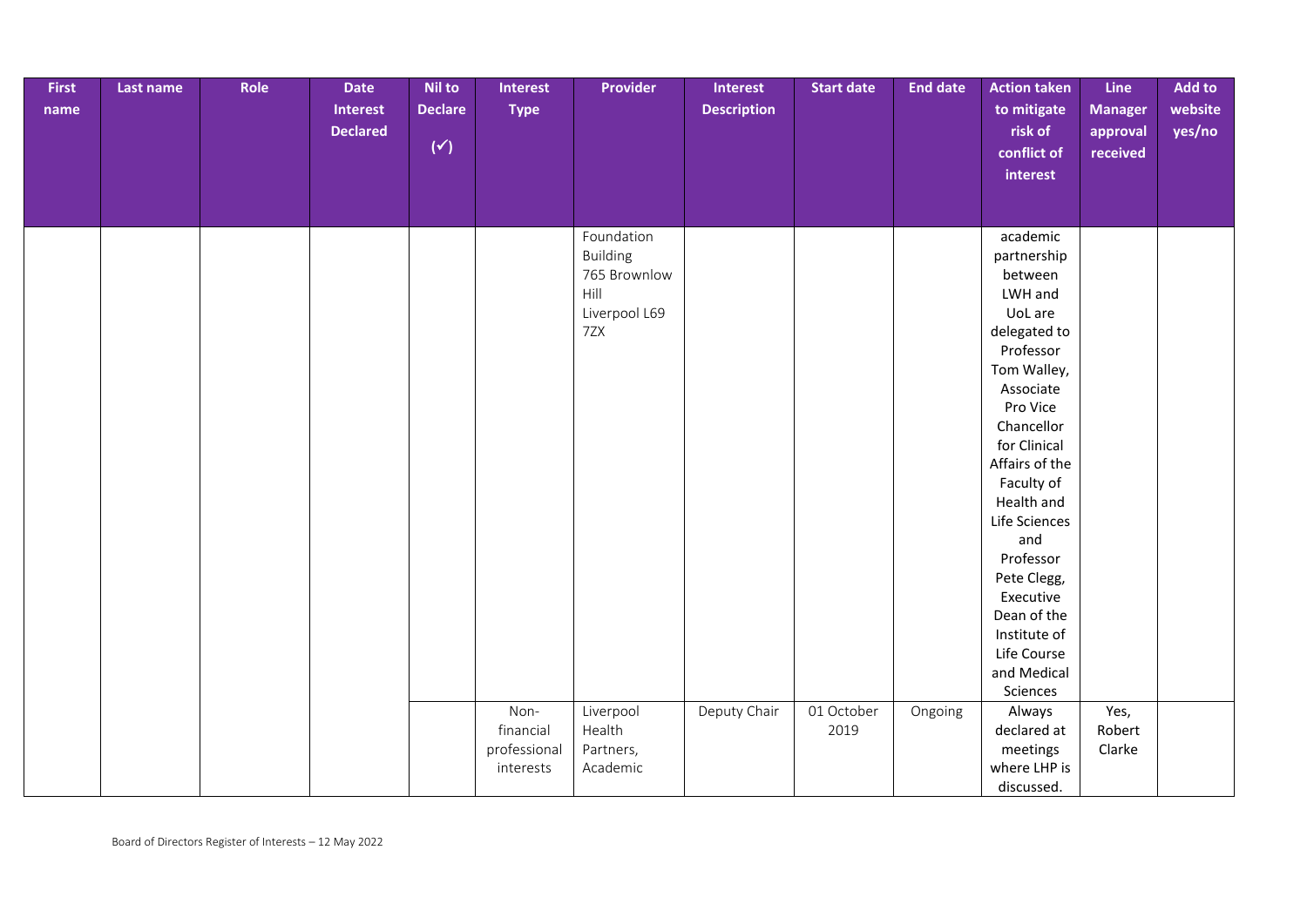| First name | Last name | Role | Date Interest Declared | Nil to Declare (✓) | Interest Type | Provider | Interest Description | Start date | End date | Action taken to mitigate risk of conflict of interest | Line Manager approval received | Add to website yes/no |
|---|---|---|---|---|---|---|---|---|---|---|---|---|
| | | | | | | Foundation Building 765 Brownlow Hill Liverpool L69 7ZX | | | | academic partnership between LWH and UoL are delegated to Professor Tom Walley, Associate Pro Vice Chancellor for Clinical Affairs of the Faculty of Health and Life Sciences and Professor Pete Clegg, Executive Dean of the Institute of Life Course and Medical Sciences | | |
| | | | | | Non-financial professional interests | Liverpool Health Partners, Academic | Deputy Chair | 01 October 2019 | Ongoing | Always declared at meetings where LHP is discussed. | Yes, Robert Clarke | |

Board of Directors Register of Interests – 12 May 2022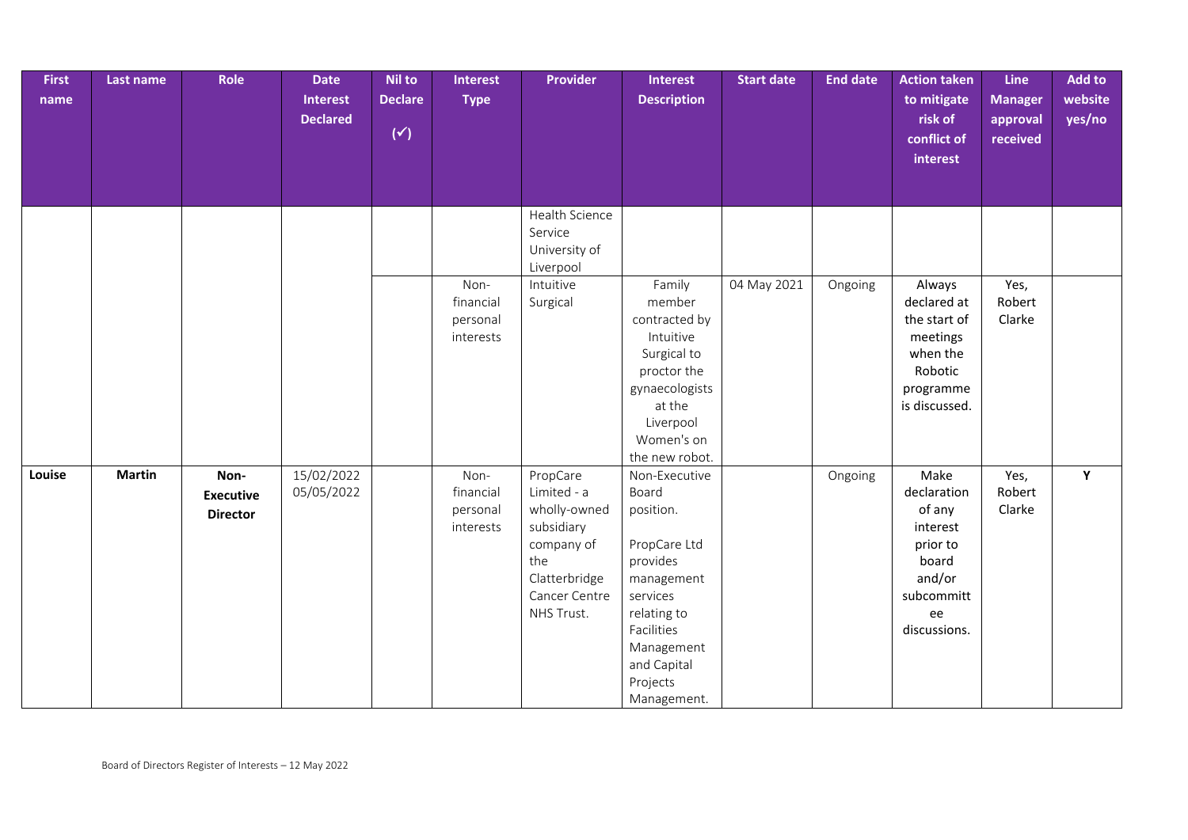| First name | Last name | Role | Date Interest Declared | Nil to Declare (✓) | Interest Type | Provider | Interest Description | Start date | End date | Action taken to mitigate risk of conflict of interest | Line Manager approval received | Add to website yes/no |
|---|---|---|---|---|---|---|---|---|---|---|---|---|
| | | | | | | Health Science Service University of Liverpool | | | | | | |
| | | | | | Non-financial personal interests | Intuitive Surgical | Family member contracted by Intuitive Surgical to proctor the gynaecologists at the Liverpool Women's on the new robot. | 04 May 2021 | Ongoing | Always declared at the start of meetings when the Robotic programme is discussed. | Yes, Robert Clarke | |
| **Louise** | **Martin** | **Non-Executive Director** | 15/02/2022 05/05/2022 | | Non-financial personal interests | PropCare Limited - a wholly-owned subsidiary company of the Clatterbridge Cancer Centre NHS Trust. | Non-Executive Board position. PropCare Ltd provides management services relating to Facilities Management and Capital Projects Management. | | Ongoing | Make declaration of any interest prior to board and/or subcommittee discussions. | Yes, Robert Clarke | **Y** |

Board of Directors Register of Interests – 12 May 2022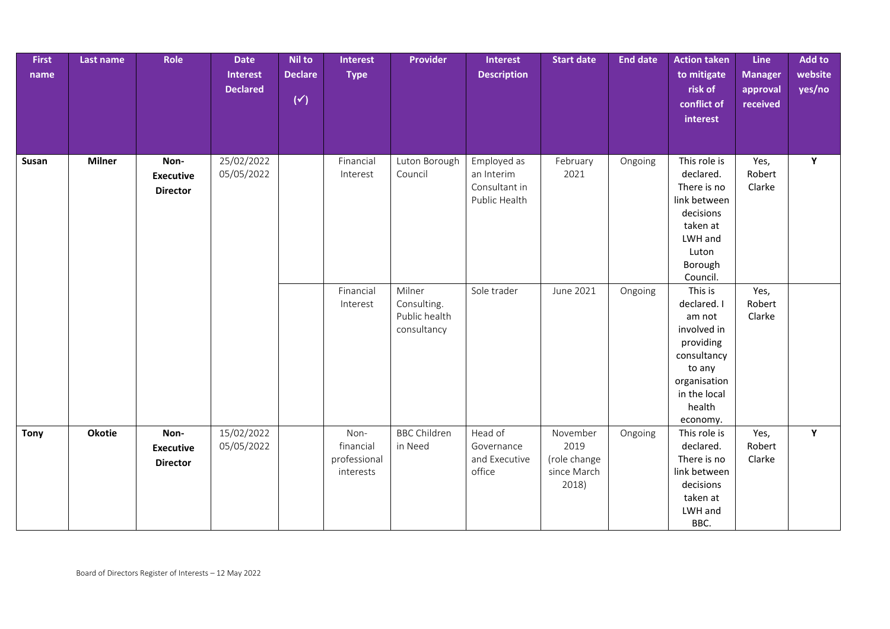| First name | Last name | Role | Date Interest Declared | Nil to Declare (✓) | Interest Type | Provider | Interest Description | Start date | End date | Action taken to mitigate risk of conflict of interest | Line Manager approval received | Add to website yes/no |
|---|---|---|---|---|---|---|---|---|---|---|---|---|
| **Susan** | **Milner** | **Non-Executive Director** | 25/02/2022 05/05/2022 | | Financial Interest | Luton Borough Council | Employed as an Interim Consultant in Public Health | February 2021 | Ongoing | This role is declared. There is no link between decisions taken at LWH and Luton Borough Council. | Yes, Robert Clarke | **Y** |
| | | | | | Financial Interest | Milner Consulting. Public health consultancy | Sole trader | June 2021 | Ongoing | This is declared. I am not involved in providing consultancy to any organisation in the local health economy. | Yes, Robert Clarke | |
| **Tony** | **Okotie** | **Non-Executive Director** | 15/02/2022 05/05/2022 | | Non-financial professional interests | BBC Children in Need | Head of Governance and Executive office | November 2019 (role change since March 2018) | Ongoing | This role is declared. There is no link between decisions taken at LWH and BBC. | Yes, Robert Clarke | **Y** |

Board of Directors Register of Interests – 12 May 2022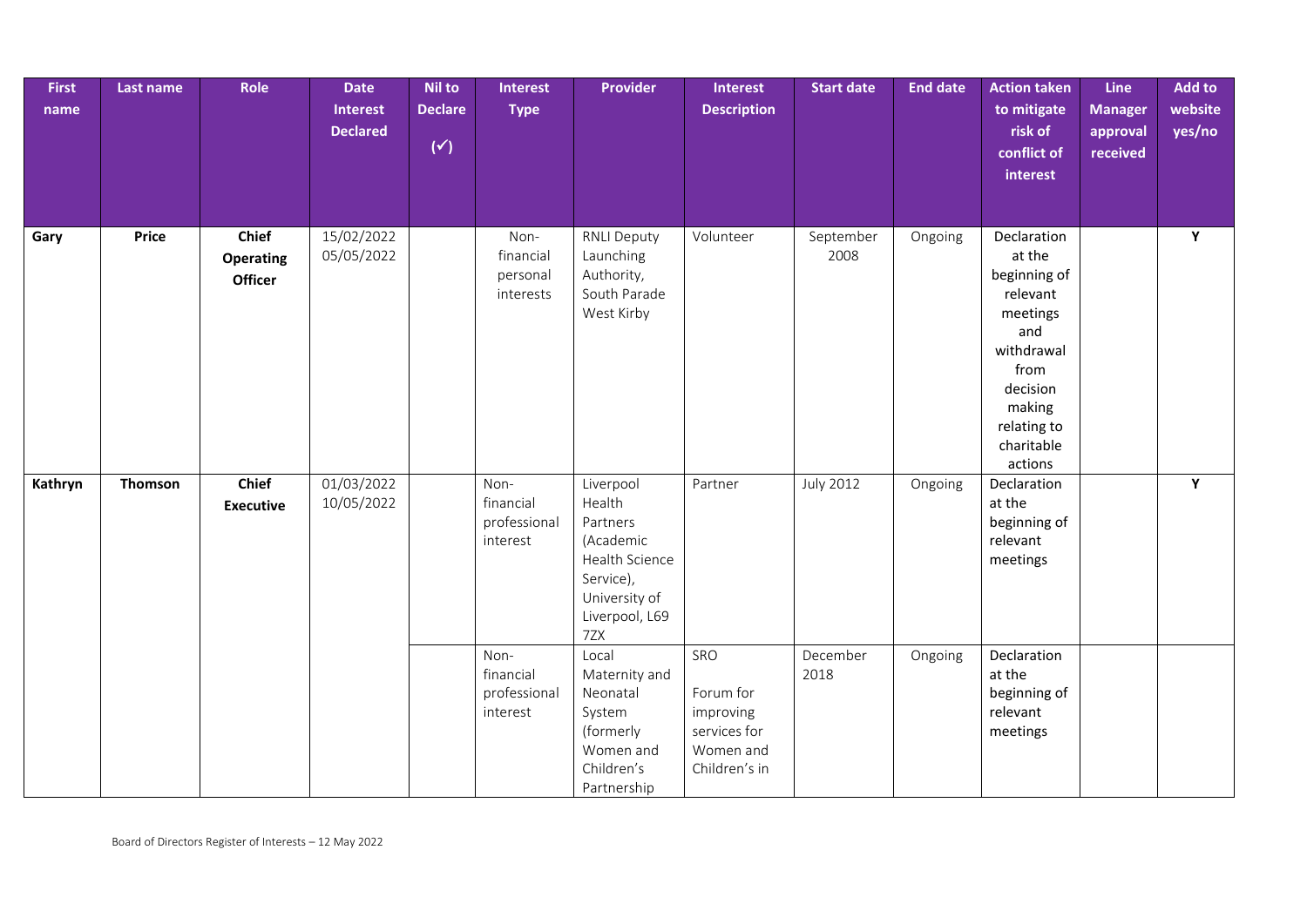| First name | Last name | Role | Date Interest Declared | Nil to Declare (✓) | Interest Type | Provider | Interest Description | Start date | End date | Action taken to mitigate risk of conflict of interest | Line Manager approval received | Add to website yes/no |
|---|---|---|---|---|---|---|---|---|---|---|---|---|
| **Gary** | **Price** | **Chief Operating Officer** | 15/02/2022 05/05/2022 | | Non-financial personal interests | RNLI Deputy Launching Authority, South Parade West Kirby | Volunteer | September 2008 | Ongoing | Declaration at the beginning of relevant meetings and withdrawal from decision making relating to charitable actions | | **Y** |
| **Kathryn** | **Thomson** | **Chief Executive** | 01/03/2022 10/05/2022 | | Non-financial professional interest | Liverpool Health Partners (Academic Health Science Service), University of Liverpool, L69 7ZX | Partner | July 2012 | Ongoing | Declaration at the beginning of relevant meetings | | **Y** |
| | | | | | Non-financial professional interest | Local Maternity and Neonatal System (formerly Women and Children's Partnership | SRO Forum for improving services for Women and Children's in | December 2018 | Ongoing | Declaration at the beginning of relevant meetings | | |

Board of Directors Register of Interests – 12 May 2022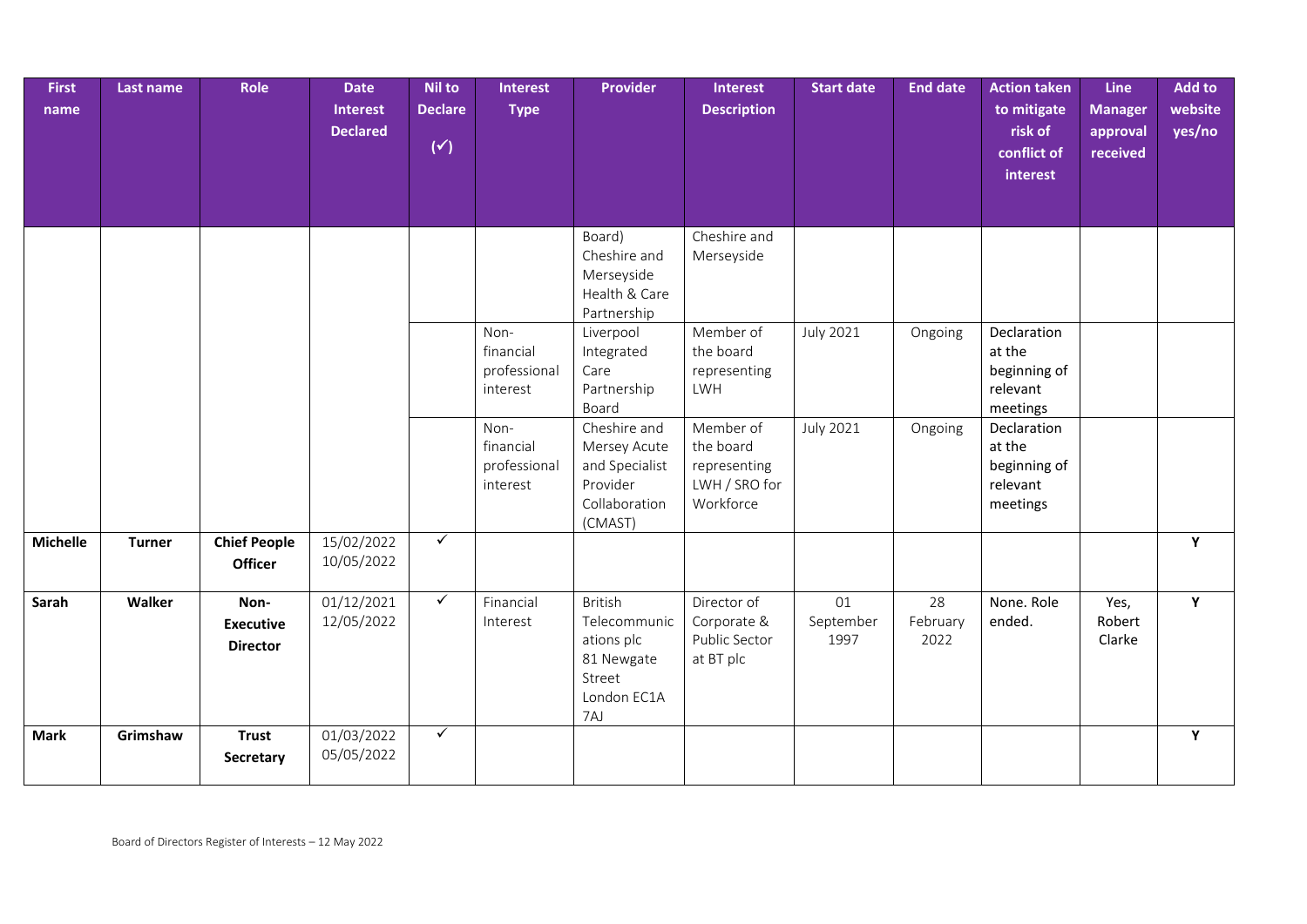| First name | Last name | Role | Date Interest Declared | Nil to Declare (✓) | Interest Type | Provider | Interest Description | Start date | End date | Action taken to mitigate risk of conflict of interest | Line Manager approval received | Add to website yes/no |
|---|---|---|---|---|---|---|---|---|---|---|---|---|
| | | | | | | Board) Cheshire and Merseyside Health & Care Partnership | Cheshire and Merseyside | | | | | |
| | | | | | Non-financial professional interest | Liverpool Integrated Care Partnership Board | Member of the board representing LWH | July 2021 | Ongoing | Declaration at the beginning of relevant meetings | | |
| | | | | | Non-financial professional interest | Cheshire and Mersey Acute and Specialist Provider Collaboration (CMAST) | Member of the board representing LWH / SRO for Workforce | July 2021 | Ongoing | Declaration at the beginning of relevant meetings | | |
| **Michelle** | **Turner** | **Chief People Officer** | 15/02/2022 10/05/2022 | ✓ | | | | | | | | Y |
| **Sarah** | **Walker** | **Non-Executive Director** | 01/12/2021 12/05/2022 | ✓ | Financial Interest | British Telecommunications plc 81 Newgate Street London EC1A 7AJ | Director of Corporate & Public Sector at BT plc | 01 September 1997 | 28 February 2022 | None. Role ended. | Yes, Robert Clarke | Y |
| **Mark** | **Grimshaw** | **Trust Secretary** | 01/03/2022 05/05/2022 | ✓ | | | | | | | | Y |

Board of Directors Register of Interests – 12 May 2022